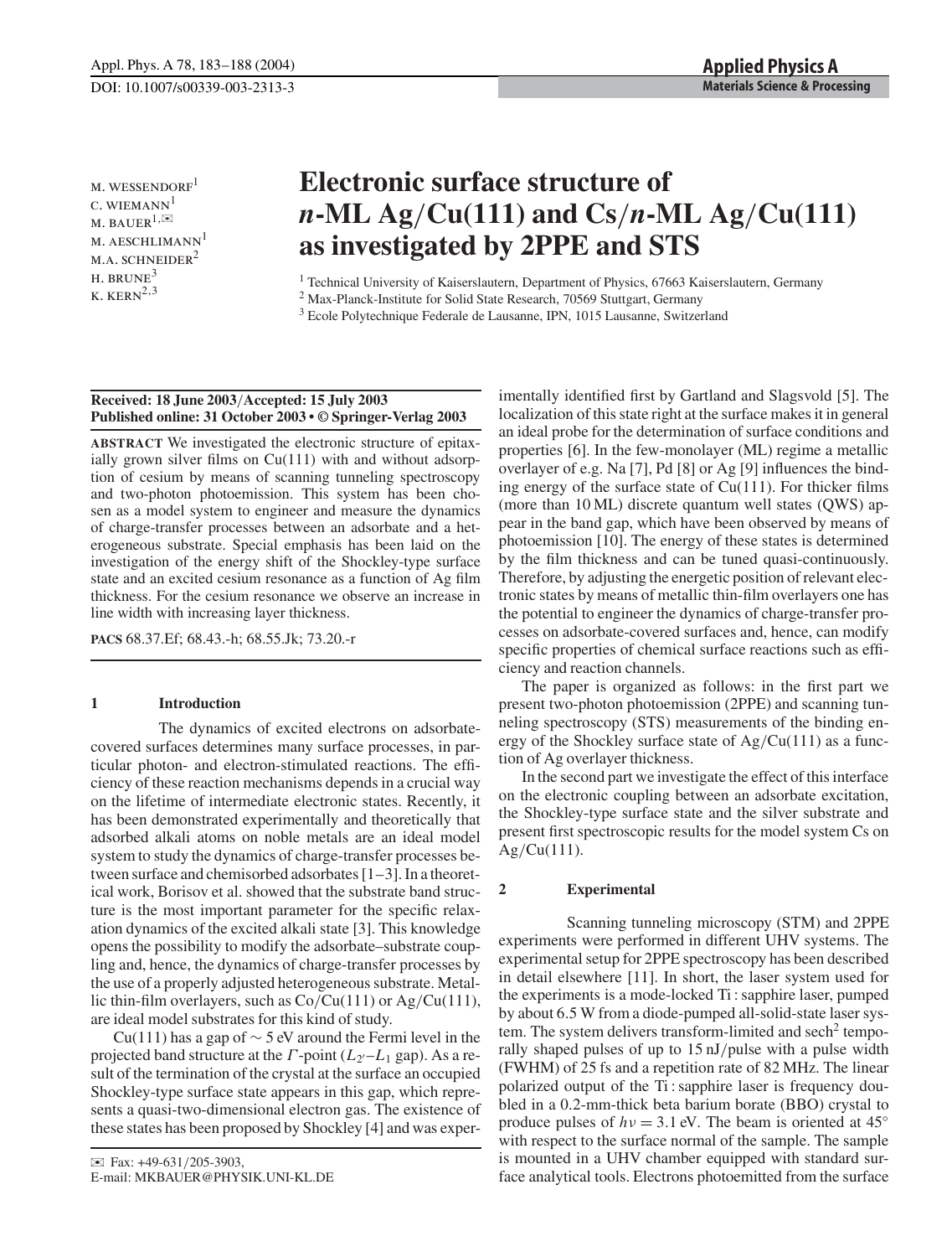# Electronic surface structure of *n*-ML Ag/Cu(111) and Cs/*n*-ML Ag/Cu(111) as investigated by 2PPE and STS

M. WESSENDORF[1]
C. WIEMANN[1]
M. BAUER[1,✉]
M. AESCHLIMANN[1]
M.A. SCHNEIDER[2]
H. BRUNE[3]
K. KERN[2,3]

[1] Technical University of Kaiserslautern, Department of Physics, 67663 Kaiserslautern, Germany
[2] Max-Planck-Institute for Solid State Research, 70569 Stuttgart, Germany
[3] Ecole Polytechnique Federale de Lausanne, IPN, 1015 Lausanne, Switzerland

**Received: 18 June 2003/Accepted: 15 July 2003**
**Published online: 31 October 2003 • © Springer-Verlag 2003**

**ABSTRACT** We investigated the electronic structure of epitaxially grown silver films on Cu(111) with and without adsorption of cesium by means of scanning tunneling spectroscopy and two-photon photoemission. This system has been chosen as a model system to engineer and measure the dynamics of charge-transfer processes between an adsorbate and a heterogeneous substrate. Special emphasis has been laid on the investigation of the energy shift of the Shockley-type surface state and an excited cesium resonance as a function of Ag film thickness. For the cesium resonance we observe an increase in line width with increasing layer thickness.

**PACS** 68.37.Ef; 68.43.-h; 68.55.Jk; 73.20.-r

## 1 Introduction

The dynamics of excited electrons on adsorbate-covered surfaces determines many surface processes, in particular photon- and electron-stimulated reactions. The efficiency of these reaction mechanisms depends in a crucial way on the lifetime of intermediate electronic states. Recently, it has been demonstrated experimentally and theoretically that adsorbed alkali atoms on noble metals are an ideal model system to study the dynamics of charge-transfer processes between surface and chemisorbed adsorbates [1–3]. In a theoretical work, Borisov et al. showed that the substrate band structure is the most important parameter for the specific relaxation dynamics of the excited alkali state [3]. This knowledge opens the possibility to modify the adsorbate–substrate coupling and, hence, the dynamics of charge-transfer processes by the use of a properly adjusted heterogeneous substrate. Metallic thin-film overlayers, such as Co/Cu(111) or Ag/Cu(111), are ideal model substrates for this kind of study.

Cu(111) has a gap of $\sim 5$ eV around the Fermi level in the projected band structure at the $\Gamma$-point ($L_{2'}$–$L_1$ gap). As a result of the termination of the crystal at the surface an occupied Shockley-type surface state appears in this gap, which represents a quasi-two-dimensional electron gas. The existence of these states has been proposed by Shockley [4] and was experimentally identified first by Gartland and Slagsvold [5]. The localization of this state right at the surface makes it in general an ideal probe for the determination of surface conditions and properties [6]. In the few-monolayer (ML) regime a metallic overlayer of e.g. Na [7], Pd [8] or Ag [9] influences the binding energy of the surface state of Cu(111). For thicker films (more than 10 ML) discrete quantum well states (QWS) appear in the band gap, which have been observed by means of photoemission [10]. The energy of these states is determined by the film thickness and can be tuned quasi-continuously. Therefore, by adjusting the energetic position of relevant electronic states by means of metallic thin-film overlayers one has the potential to engineer the dynamics of charge-transfer processes on adsorbate-covered surfaces and, hence, can modify specific properties of chemical surface reactions such as efficiency and reaction channels.

The paper is organized as follows: in the first part we present two-photon photoemission (2PPE) and scanning tunneling spectroscopy (STS) measurements of the binding energy of the Shockley surface state of Ag/Cu(111) as a function of Ag overlayer thickness.

In the second part we investigate the effect of this interface on the electronic coupling between an adsorbate excitation, the Shockley-type surface state and the silver substrate and present first spectroscopic results for the model system Cs on Ag/Cu(111).

## 2 Experimental

Scanning tunneling microscopy (STM) and 2PPE experiments were performed in different UHV systems. The experimental setup for 2PPE spectroscopy has been described in detail elsewhere [11]. In short, the laser system used for the experiments is a mode-locked Ti : sapphire laser, pumped by about 6.5 W from a diode-pumped all-solid-state laser system. The system delivers transform-limited and $\text{sech}^2$ temporally shaped pulses of up to 15 nJ/pulse with a pulse width (FWHM) of 25 fs and a repetition rate of 82 MHz. The linear polarized output of the Ti : sapphire laser is frequency doubled in a 0.2-mm-thick beta barium borate (BBO) crystal to produce pulses of $h\nu = 3.1$ eV. The beam is oriented at 45° with respect to the surface normal of the sample. The sample is mounted in a UHV chamber equipped with standard surface analytical tools. Electrons photoemitted from the surface

✉ Fax: +49-631/205-3903,
E-mail: MKBAUER@PHYSIK.UNI-KL.DE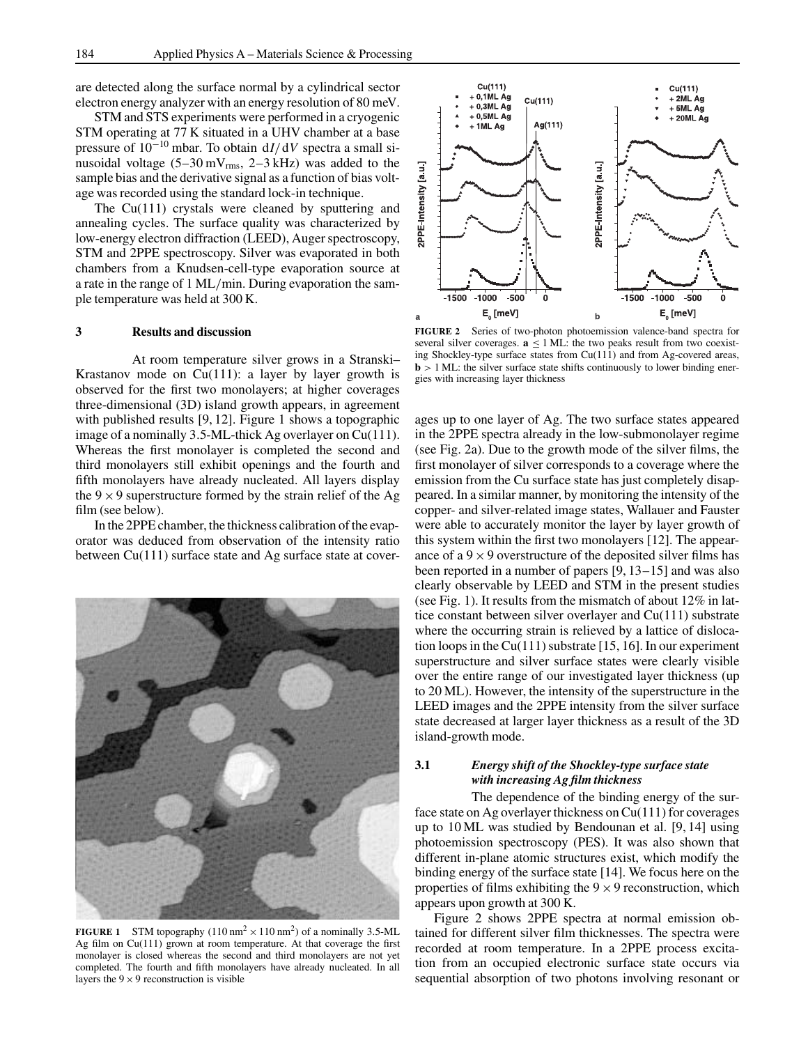are detected along the surface normal by a cylindrical sector electron energy analyzer with an energy resolution of 80 meV.

STM and STS experiments were performed in a cryogenic STM operating at 77 K situated in a UHV chamber at a base pressure of $10^{-10}$ mbar. To obtain $dI/dV$ spectra a small sinusoidal voltage (5–30 $mV_{rms}$, 2–3 kHz) was added to the sample bias and the derivative signal as a function of bias voltage was recorded using the standard lock-in technique.

The Cu(111) crystals were cleaned by sputtering and annealing cycles. The surface quality was characterized by low-energy electron diffraction (LEED), Auger spectroscopy, STM and 2PPE spectroscopy. Silver was evaporated in both chambers from a Knudsen-cell-type evaporation source at a rate in the range of 1 ML/min. During evaporation the sample temperature was held at 300 K.

## 3 Results and discussion

At room temperature silver grows in a Stranski–Krastanov mode on Cu(111): a layer by layer growth is observed for the first two monolayers; at higher coverages three-dimensional (3D) island growth appears, in agreement with published results [9, 12]. Figure 1 shows a topographic image of a nominally 3.5-ML-thick Ag overlayer on Cu(111). Whereas the first monolayer is completed the second and third monolayers still exhibit openings and the fourth and fifth monolayers have already nucleated. All layers display the $9 \times 9$ superstructure formed by the strain relief of the Ag film (see below).

In the 2PPE chamber, the thickness calibration of the evaporator was deduced from observation of the intensity ratio between Cu(111) surface state and Ag surface state at coverages up to one layer of Ag. The two surface states appeared in the 2PPE spectra already in the low-submonolayer regime (see Fig. 2a). Due to the growth mode of the silver films, the first monolayer of silver corresponds to a coverage where the emission from the Cu surface state has just completely disappeared. In a similar manner, by monitoring the intensity of the copper- and silver-related image states, Wallauer and Fauster were able to accurately monitor the layer by layer growth of this system within the first two monolayers [12]. The appearance of a $9 \times 9$ overstructure of the deposited silver films has been reported in a number of papers [9, 13–15] and was also clearly observable by LEED and STM in the present studies (see Fig. 1). It results from the mismatch of about 12% in lattice constant between silver overlayer and Cu(111) substrate where the occurring strain is relieved by a lattice of dislocation loops in the Cu(111) substrate [15, 16]. In our experiment superstructure and silver surface states were clearly visible over the entire range of our investigated layer thickness (up to 20 ML). However, the intensity of the superstructure in the LEED images and the 2PPE intensity from the silver surface state decreased at larger layer thickness as a result of the 3D island-growth mode.

**FIGURE 1** STM topography ($110\,nm^2 \times 110\,nm^2$) of a nominally 3.5-ML Ag film on Cu(111) grown at room temperature. At that coverage the first monolayer is closed whereas the second and third monolayers are not yet completed. The fourth and fifth monolayers have already nucleated. In all layers the $9 \times 9$ reconstruction is visible

**FIGURE 2** Series of two-photon photoemission valence-band spectra for several silver coverages. **a** $\leq 1$ ML: the two peaks result from two coexisting Shockley-type surface states from Cu(111) and from Ag-covered areas, **b** $> 1$ ML: the silver surface state shifts continuously to lower binding energies with increasing layer thickness

### 3.1 *Energy shift of the Shockley-type surface state with increasing Ag film thickness*

The dependence of the binding energy of the surface state on Ag overlayer thickness on Cu(111) for coverages up to 10 ML was studied by Bendounan et al. [9, 14] using photoemission spectroscopy (PES). It was also shown that different in-plane atomic structures exist, which modify the binding energy of the surface state [14]. We focus here on the properties of films exhibiting the $9 \times 9$ reconstruction, which appears upon growth at 300 K.

Figure 2 shows 2PPE spectra at normal emission obtained for different silver film thicknesses. The spectra were recorded at room temperature. In a 2PPE process excitation from an occupied electronic surface state occurs via sequential absorption of two photons involving resonant or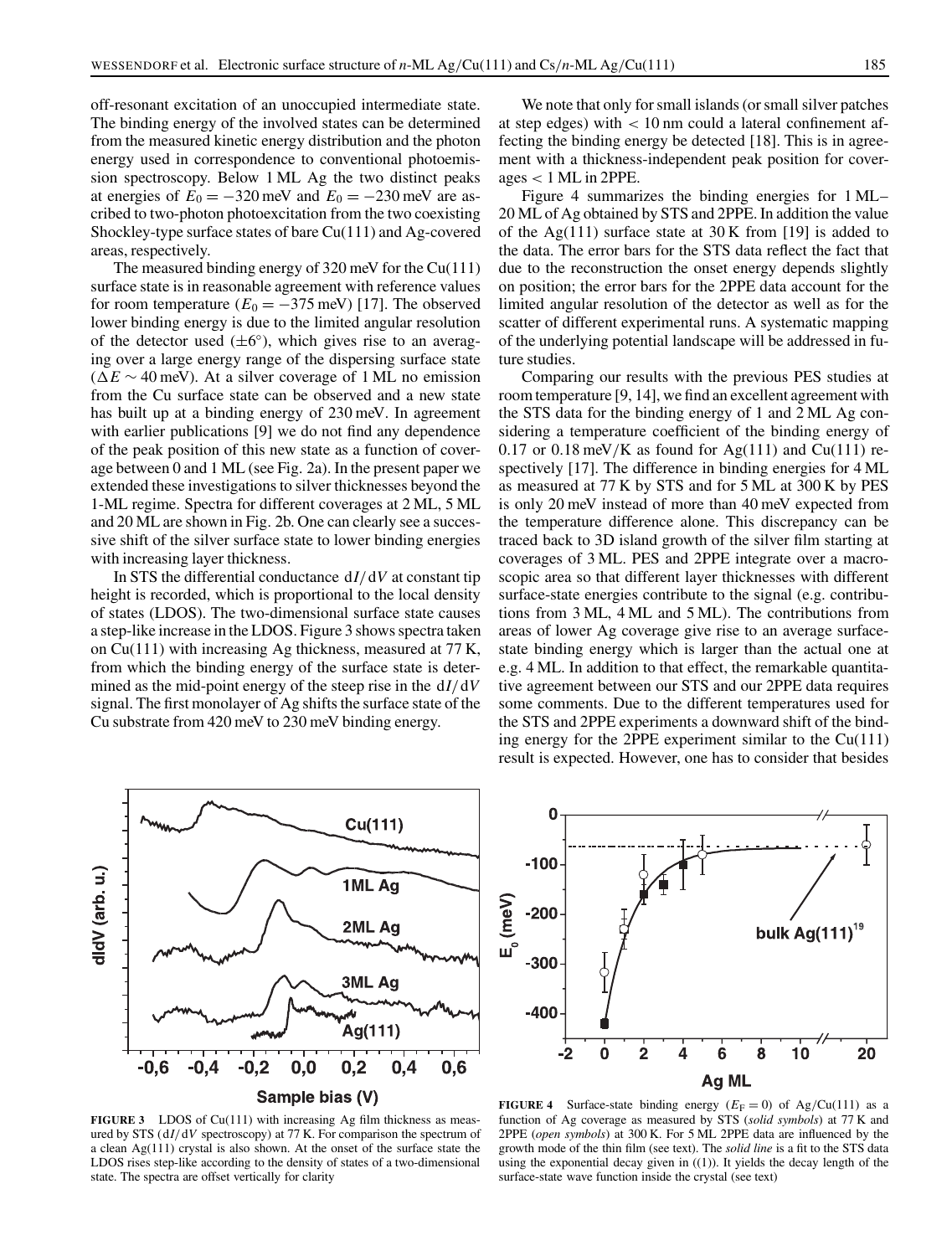off-resonant excitation of an unoccupied intermediate state. The binding energy of the involved states can be determined from the measured kinetic energy distribution and the photon energy used in correspondence to conventional photoemission spectroscopy. Below 1 ML Ag the two distinct peaks at energies of $E_0 = -320$ meV and $E_0 = -230$ meV are ascribed to two-photon photoexcitation from the two coexisting Shockley-type surface states of bare Cu(111) and Ag-covered areas, respectively.

The measured binding energy of 320 meV for the Cu(111) surface state is in reasonable agreement with reference values for room temperature ($E_0 = -375$ meV) [17]. The observed lower binding energy is due to the limited angular resolution of the detector used ($\pm 6°$), which gives rise to an averaging over a large energy range of the dispersing surface state ($\Delta E \sim 40$ meV). At a silver coverage of 1 ML no emission from the Cu surface state can be observed and a new state has built up at a binding energy of 230 meV. In agreement with earlier publications [9] we do not find any dependence of the peak position of this new state as a function of coverage between 0 and 1 ML (see Fig. 2a). In the present paper we extended these investigations to silver thicknesses beyond the 1-ML regime. Spectra for different coverages at 2 ML, 5 ML and 20 ML are shown in Fig. 2b. One can clearly see a successive shift of the silver surface state to lower binding energies with increasing layer thickness.

In STS the differential conductance $dI/dV$ at constant tip height is recorded, which is proportional to the local density of states (LDOS). The two-dimensional surface state causes a step-like increase in the LDOS. Figure 3 shows spectra taken on Cu(111) with increasing Ag thickness, measured at 77 K, from which the binding energy of the surface state is determined as the mid-point energy of the steep rise in the $dI/dV$ signal. The first monolayer of Ag shifts the surface state of the Cu substrate from 420 meV to 230 meV binding energy.

We note that only for small islands (or small silver patches at step edges) with $< 10$ nm could a lateral confinement affecting the binding energy be detected [18]. This is in agreement with a thickness-independent peak position for coverages $< 1$ ML in 2PPE.

Figure 4 summarizes the binding energies for 1 ML–20 ML of Ag obtained by STS and 2PPE. In addition the value of the Ag(111) surface state at 30 K from [19] is added to the data. The error bars for the STS data reflect the fact that due to the reconstruction the onset energy depends slightly on position; the error bars for the 2PPE data account for the limited angular resolution of the detector as well as for the scatter of different experimental runs. A systematic mapping of the underlying potential landscape will be addressed in future studies.

Comparing our results with the previous PES studies at room temperature [9, 14], we find an excellent agreement with the STS data for the binding energy of 1 and 2 ML Ag considering a temperature coefficient of the binding energy of 0.17 or 0.18 meV/K as found for Ag(111) and Cu(111) respectively [17]. The difference in binding energies for 4 ML as measured at 77 K by STS and for 5 ML at 300 K by PES is only 20 meV instead of more than 40 meV expected from the temperature difference alone. This discrepancy can be traced back to 3D island growth of the silver film starting at coverages of 3 ML. PES and 2PPE integrate over a macroscopic area so that different layer thicknesses with different surface-state energies contribute to the signal (e.g. contributions from 3 ML, 4 ML and 5 ML). The contributions from areas of lower Ag coverage give rise to an average surface-state binding energy which is larger than the actual one at e.g. 4 ML. In addition to that effect, the remarkable quantitative agreement between our STS and our 2PPE data requires some comments. Due to the different temperatures used for the STS and 2PPE experiments a downward shift of the binding energy for the 2PPE experiment similar to the Cu(111) result is expected. However, one has to consider that besides

**FIGURE 3** LDOS of Cu(111) with increasing Ag film thickness as measured by STS ($dI/dV$ spectroscopy) at 77 K. For comparison the spectrum of a clean Ag(111) crystal is also shown. At the onset of the surface state the LDOS rises step-like according to the density of states of a two-dimensional state. The spectra are offset vertically for clarity

**FIGURE 4** Surface-state binding energy ($E_F = 0$) of Ag/Cu(111) as a function of Ag coverage as measured by STS (*solid symbols*) at 77 K and 2PPE (*open symbols*) at 300 K. For 5 ML 2PPE data are influenced by the growth mode of the thin film (see text). The *solid line* is a fit to the STS data using the exponential decay given in ((1)). It yields the decay length of the surface-state wave function inside the crystal (see text)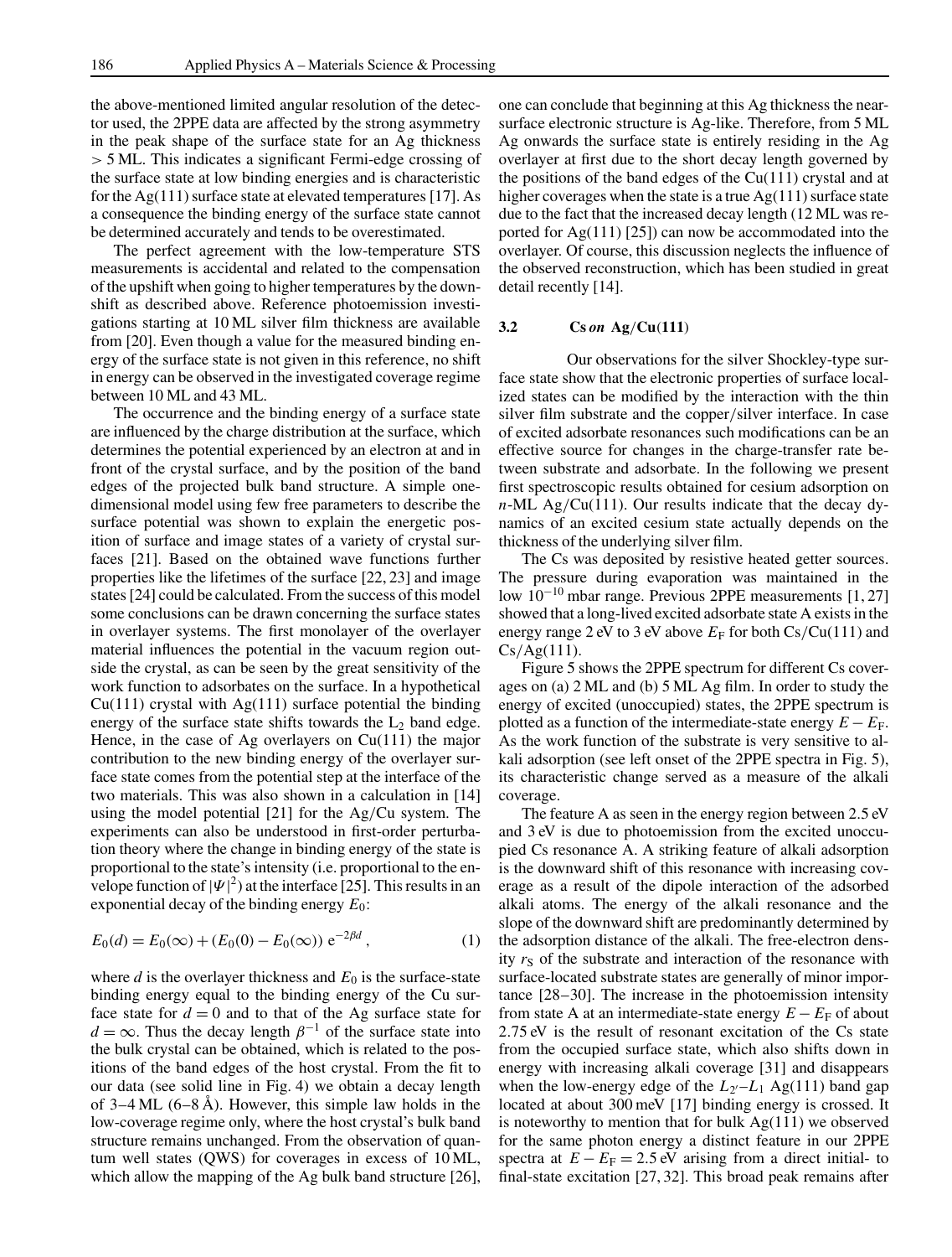the above-mentioned limited angular resolution of the detector used, the 2PPE data are affected by the strong asymmetry in the peak shape of the surface state for an Ag thickness $> 5$ ML. This indicates a significant Fermi-edge crossing of the surface state at low binding energies and is characteristic for the Ag(111) surface state at elevated temperatures [17]. As a consequence the binding energy of the surface state cannot be determined accurately and tends to be overestimated.

The perfect agreement with the low-temperature STS measurements is accidental and related to the compensation of the upshift when going to higher temperatures by the downshift as described above. Reference photoemission investigations starting at 10 ML silver film thickness are available from [20]. Even though a value for the measured binding energy of the surface state is not given in this reference, no shift in energy can be observed in the investigated coverage regime between 10 ML and 43 ML.

The occurrence and the binding energy of a surface state are influenced by the charge distribution at the surface, which determines the potential experienced by an electron at and in front of the crystal surface, and by the position of the band edges of the projected bulk band structure. A simple one-dimensional model using few free parameters to describe the surface potential was shown to explain the energetic position of surface and image states of a variety of crystal surfaces [21]. Based on the obtained wave functions further properties like the lifetimes of the surface [22, 23] and image states [24] could be calculated. From the success of this model some conclusions can be drawn concerning the surface states in overlayer systems. The first monolayer of the overlayer material influences the potential in the vacuum region outside the crystal, as can be seen by the great sensitivity of the work function to adsorbates on the surface. In a hypothetical Cu(111) crystal with Ag(111) surface potential the binding energy of the surface state shifts towards the $L_2$ band edge. Hence, in the case of Ag overlayers on Cu(111) the major contribution to the new binding energy of the overlayer surface state comes from the potential step at the interface of the two materials. This was also shown in a calculation in [14] using the model potential [21] for the Ag/Cu system. The experiments can also be understood in first-order perturbation theory where the change in binding energy of the state is proportional to the state's intensity (i.e. proportional to the envelope function of $|\Psi|^2$) at the interface [25]. This results in an exponential decay of the binding energy $E_0$:

$$E_0(d) = E_0(\infty) + (E_0(0) - E_0(\infty))\, \mathrm{e}^{-2\beta d}\,, \qquad (1)$$

where $d$ is the overlayer thickness and $E_0$ is the surface-state binding energy equal to the binding energy of the Cu surface state for $d = 0$ and to that of the Ag surface state for $d = \infty$. Thus the decay length $\beta^{-1}$ of the surface state into the bulk crystal can be obtained, which is related to the positions of the band edges of the host crystal. From the fit to our data (see solid line in Fig. 4) we obtain a decay length of 3–4 ML (6–8 Å). However, this simple law holds in the low-coverage regime only, where the host crystal's bulk band structure remains unchanged. From the observation of quantum well states (QWS) for coverages in excess of 10 ML, which allow the mapping of the Ag bulk band structure [26], one can conclude that beginning at this Ag thickness the near-surface electronic structure is Ag-like. Therefore, from 5 ML Ag onwards the surface state is entirely residing in the Ag overlayer at first due to the short decay length governed by the positions of the band edges of the Cu(111) crystal and at higher coverages when the state is a true Ag(111) surface state due to the fact that the increased decay length (12 ML was reported for Ag(111) [25]) can now be accommodated into the overlayer. Of course, this discussion neglects the influence of the observed reconstruction, which has been studied in great detail recently [14].

### 3.2 Cs *on* Ag/Cu(111)

Our observations for the silver Shockley-type surface state show that the electronic properties of surface localized states can be modified by the interaction with the thin silver film substrate and the copper/silver interface. In case of excited adsorbate resonances such modifications can be an effective source for changes in the charge-transfer rate between substrate and adsorbate. In the following we present first spectroscopic results obtained for cesium adsorption on $n$-ML Ag/Cu(111). Our results indicate that the decay dynamics of an excited cesium state actually depends on the thickness of the underlying silver film.

The Cs was deposited by resistive heated getter sources. The pressure during evaporation was maintained in the low $10^{-10}$ mbar range. Previous 2PPE measurements [1, 27] showed that a long-lived excited adsorbate state A exists in the energy range 2 eV to 3 eV above $E_{\mathrm{F}}$ for both Cs/Cu(111) and Cs/Ag(111).

Figure 5 shows the 2PPE spectrum for different Cs coverages on (a) 2 ML and (b) 5 ML Ag film. In order to study the energy of excited (unoccupied) states, the 2PPE spectrum is plotted as a function of the intermediate-state energy $E - E_{\mathrm{F}}$. As the work function of the substrate is very sensitive to alkali adsorption (see left onset of the 2PPE spectra in Fig. 5), its characteristic change served as a measure of the alkali coverage.

The feature A as seen in the energy region between 2.5 eV and 3 eV is due to photoemission from the excited unoccupied Cs resonance A. A striking feature of alkali adsorption is the downward shift of this resonance with increasing coverage as a result of the dipole interaction of the adsorbed alkali atoms. The energy of the alkali resonance and the slope of the downward shift are predominantly determined by the adsorption distance of the alkali. The free-electron density $r_{\mathrm{S}}$ of the substrate and interaction of the resonance with surface-located substrate states are generally of minor importance [28–30]. The increase in the photoemission intensity from state A at an intermediate-state energy $E - E_{\mathrm{F}}$ of about 2.75 eV is the result of resonant excitation of the Cs state from the occupied surface state, which also shifts down in energy with increasing alkali coverage [31] and disappears when the low-energy edge of the $L_{2'}$–$L_1$ Ag(111) band gap located at about 300 meV [17] binding energy is crossed. It is noteworthy to mention that for bulk Ag(111) we observed for the same photon energy a distinct feature in our 2PPE spectra at $E - E_{\mathrm{F}} = 2.5$ eV arising from a direct initial- to final-state excitation [27, 32]. This broad peak remains after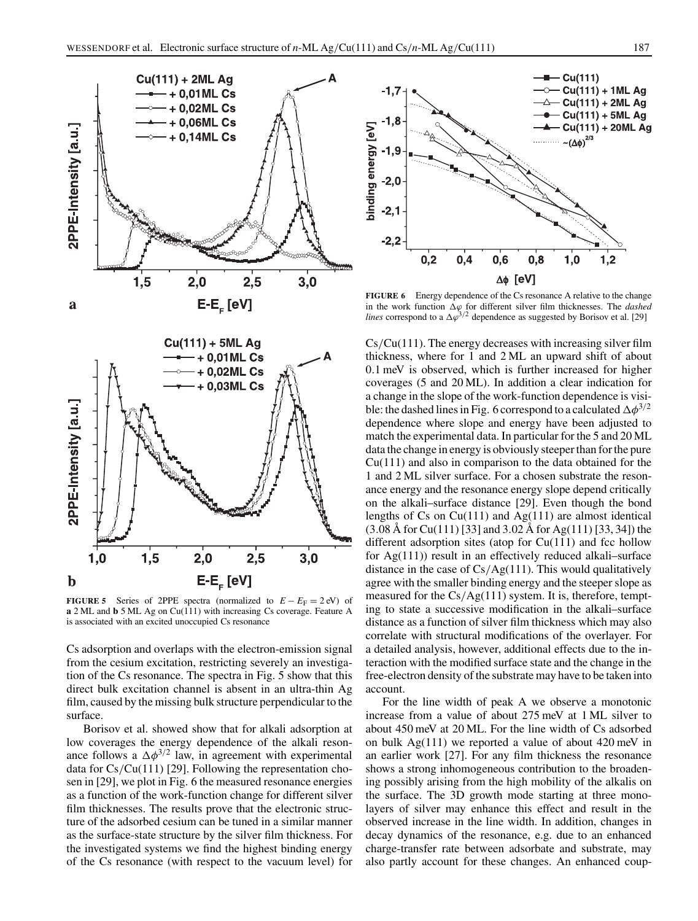**FIGURE 5** Series of 2PPE spectra (normalized to $E - E_F = 2$ eV) of **a** 2 ML and **b** 5 ML Ag on Cu(111) with increasing Cs coverage. Feature A is associated with an excited unoccupied Cs resonance

**FIGURE 6** Energy dependence of the Cs resonance A relative to the change in the work function $\Delta\varphi$ for different silver film thicknesses. The *dashed lines* correspond to a $\Delta\varphi^{3/2}$ dependence as suggested by Borisov et al. [29]

Cs adsorption and overlaps with the electron-emission signal from the cesium excitation, restricting severely an investigation of the Cs resonance. The spectra in Fig. 5 show that this direct bulk excitation channel is absent in an ultra-thin Ag film, caused by the missing bulk structure perpendicular to the surface.

Borisov et al. showed show that for alkali adsorption at low coverages the energy dependence of the alkali resonance follows a $\Delta\phi^{3/2}$ law, in agreement with experimental data for Cs/Cu(111) [29]. Following the representation chosen in [29], we plot in Fig. 6 the measured resonance energies as a function of the work-function change for different silver film thicknesses. The results prove that the electronic structure of the adsorbed cesium can be tuned in a similar manner as the surface-state structure by the silver film thickness. For the investigated systems we find the highest binding energy of the Cs resonance (with respect to the vacuum level) for Cs/Cu(111). The energy decreases with increasing silver film thickness, where for 1 and 2 ML an upward shift of about 0.1 meV is observed, which is further increased for higher coverages (5 and 20 ML). In addition a clear indication for a change in the slope of the work-function dependence is visible: the dashed lines in Fig. 6 correspond to a calculated $\Delta\phi^{3/2}$ dependence where slope and energy have been adjusted to match the experimental data. In particular for the 5 and 20 ML data the change in energy is obviously steeper than for the pure Cu(111) and also in comparison to the data obtained for the 1 and 2 ML silver surface. For a chosen substrate the resonance energy and the resonance energy slope depend critically on the alkali–surface distance [29]. Even though the bond lengths of Cs on Cu(111) and Ag(111) are almost identical (3.08 Å for Cu(111) [33] and 3.02 Å for Ag(111) [33, 34]) the different adsorption sites (atop for Cu(111) and fcc hollow for Ag(111)) result in an effectively reduced alkali–surface distance in the case of Cs/Ag(111). This would qualitatively agree with the smaller binding energy and the steeper slope as measured for the Cs/Ag(111) system. It is, therefore, tempting to state a successive modification in the alkali–surface distance as a function of silver film thickness which may also correlate with structural modifications of the overlayer. For a detailed analysis, however, additional effects due to the interaction with the modified surface state and the change in the free-electron density of the substrate may have to be taken into account.

For the line width of peak A we observe a monotonic increase from a value of about 275 meV at 1 ML silver to about 450 meV at 20 ML. For the line width of Cs adsorbed on bulk Ag(111) we reported a value of about 420 meV in an earlier work [27]. For any film thickness the resonance shows a strong inhomogeneous contribution to the broadening possibly arising from the high mobility of the alkalis on the surface. The 3D growth mode starting at three monolayers of silver may enhance this effect and result in the observed increase in the line width. In addition, changes in decay dynamics of the resonance, e.g. due to an enhanced charge-transfer rate between adsorbate and substrate, may also partly account for these changes. An enhanced coup-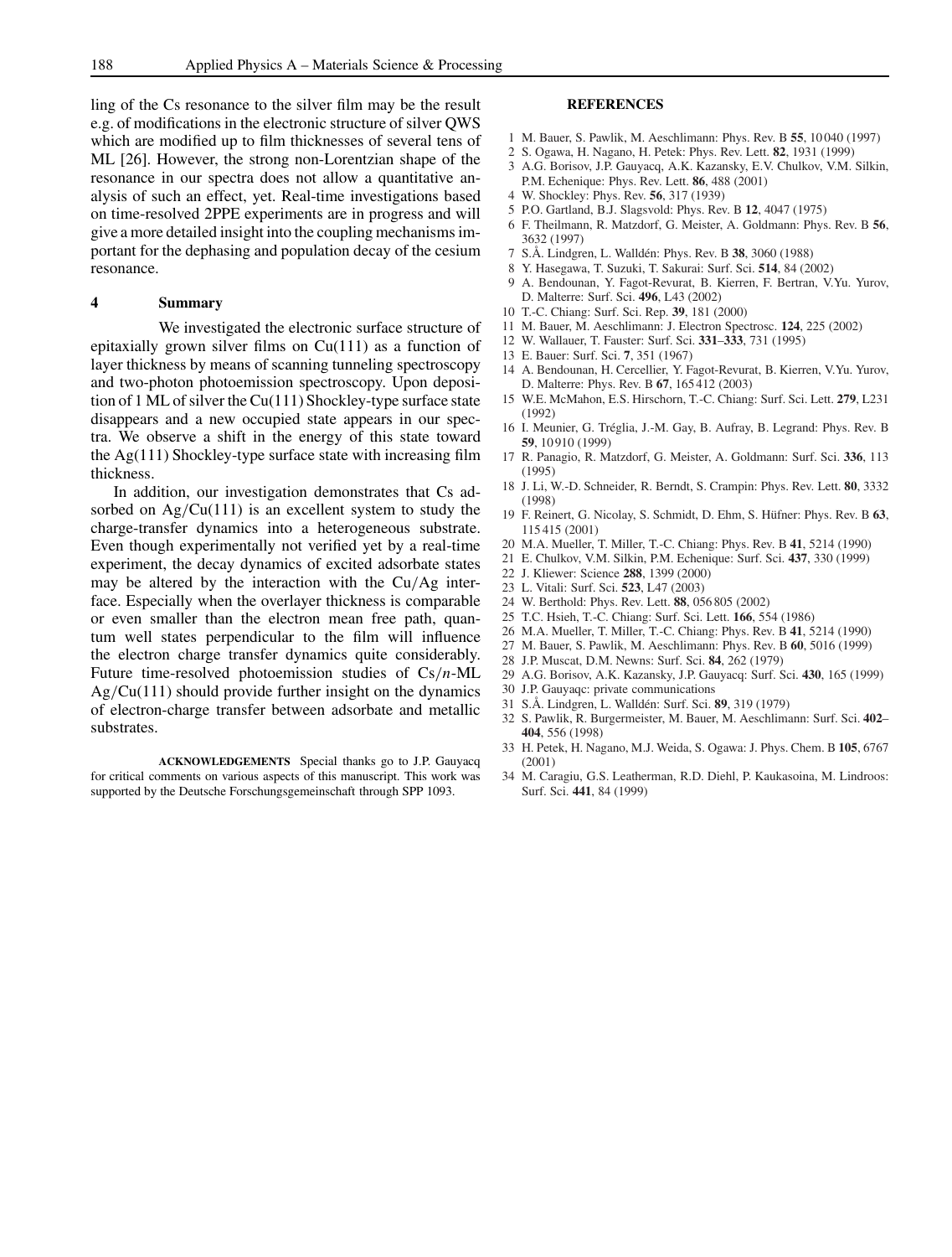ling of the Cs resonance to the silver film may be the result e.g. of modifications in the electronic structure of silver QWS which are modified up to film thicknesses of several tens of ML [26]. However, the strong non-Lorentzian shape of the resonance in our spectra does not allow a quantitative analysis of such an effect, yet. Real-time investigations based on time-resolved 2PPE experiments are in progress and will give a more detailed insight into the coupling mechanisms important for the dephasing and population decay of the cesium resonance.

## 4 Summary

We investigated the electronic surface structure of epitaxially grown silver films on Cu(111) as a function of layer thickness by means of scanning tunneling spectroscopy and two-photon photoemission spectroscopy. Upon deposition of 1 ML of silver the Cu(111) Shockley-type surface state disappears and a new occupied state appears in our spectra. We observe a shift in the energy of this state toward the Ag(111) Shockley-type surface state with increasing film thickness.

In addition, our investigation demonstrates that Cs adsorbed on Ag/Cu(111) is an excellent system to study the charge-transfer dynamics into a heterogeneous substrate. Even though experimentally not verified yet by a real-time experiment, the decay dynamics of excited adsorbate states may be altered by the interaction with the Cu/Ag interface. Especially when the overlayer thickness is comparable or even smaller than the electron mean free path, quantum well states perpendicular to the film will influence the electron charge transfer dynamics quite considerably. Future time-resolved photoemission studies of Cs/*n*-ML Ag/Cu(111) should provide further insight on the dynamics of electron-charge transfer between adsorbate and metallic substrates.

**ACKNOWLEDGEMENTS** Special thanks go to J.P. Gauyacq for critical comments on various aspects of this manuscript. This work was supported by the Deutsche Forschungsgemeinschaft through SPP 1093.

## REFERENCES

1. M. Bauer, S. Pawlik, M. Aeschlimann: Phys. Rev. B **55**, 10 040 (1997)
2. S. Ogawa, H. Nagano, H. Petek: Phys. Rev. Lett. **82**, 1931 (1999)
3. A.G. Borisov, J.P. Gauyacq, A.K. Kazansky, E.V. Chulkov, V.M. Silkin, P.M. Echenique: Phys. Rev. Lett. **86**, 488 (2001)
4. W. Shockley: Phys. Rev. **56**, 317 (1939)
5. P.O. Gartland, B.J. Slagsvold: Phys. Rev. B **12**, 4047 (1975)
6. F. Theilmann, R. Matzdorf, G. Meister, A. Goldmann: Phys. Rev. B **56**, 3632 (1997)
7. S.Å. Lindgren, L. Walldén: Phys. Rev. B **38**, 3060 (1988)
8. Y. Hasegawa, T. Suzuki, T. Sakurai: Surf. Sci. **514**, 84 (2002)
9. A. Bendounan, Y. Fagot-Revurat, B. Kierren, F. Bertran, V.Yu. Yurov, D. Malterre: Surf. Sci. **496**, L43 (2002)
10. T.-C. Chiang: Surf. Sci. Rep. **39**, 181 (2000)
11. M. Bauer, M. Aeschlimann: J. Electron Spectrosc. **124**, 225 (2002)
12. W. Wallauer, T. Fauster: Surf. Sci. **331–333**, 731 (1995)
13. E. Bauer: Surf. Sci. **7**, 351 (1967)
14. A. Bendounan, H. Cercellier, Y. Fagot-Revurat, B. Kierren, V.Yu. Yurov, D. Malterre: Phys. Rev. B **67**, 165 412 (2003)
15. W.E. McMahon, E.S. Hirschorn, T.-C. Chiang: Surf. Sci. Lett. **279**, L231 (1992)
16. I. Meunier, G. Tréglia, J.-M. Gay, B. Aufray, B. Legrand: Phys. Rev. B **59**, 10 910 (1999)
17. R. Panagio, R. Matzdorf, G. Meister, A. Goldmann: Surf. Sci. **336**, 113 (1995)
18. J. Li, W.-D. Schneider, R. Berndt, S. Crampin: Phys. Rev. Lett. **80**, 3332 (1998)
19. F. Reinert, G. Nicolay, S. Schmidt, D. Ehm, S. Hüfner: Phys. Rev. B **63**, 115 415 (2001)
20. M.A. Mueller, T. Miller, T.-C. Chiang: Phys. Rev. B **41**, 5214 (1990)
21. E. Chulkov, V.M. Silkin, P.M. Echenique: Surf. Sci. **437**, 330 (1999)
22. J. Kliewer: Science **288**, 1399 (2000)
23. L. Vitali: Surf. Sci. **523**, L47 (2003)
24. W. Berthold: Phys. Rev. Lett. **88**, 056 805 (2002)
25. T.C. Hsieh, T.-C. Chiang: Surf. Sci. Lett. **166**, 554 (1986)
26. M.A. Mueller, T. Miller, T.-C. Chiang: Phys. Rev. B **41**, 5214 (1990)
27. M. Bauer, S. Pawlik, M. Aeschlimann: Phys. Rev. B **60**, 5016 (1999)
28. J.P. Muscat, D.M. Newns: Surf. Sci. **84**, 262 (1979)
29. A.G. Borisov, A.K. Kazansky, J.P. Gauyacq: Surf. Sci. **430**, 165 (1999)
30. J.P. Gauyaqc: private communications
31. S.Å. Lindgren, L. Walldén: Surf. Sci. **89**, 319 (1979)
32. S. Pawlik, R. Burgermeister, M. Bauer, M. Aeschlimann: Surf. Sci. **402–404**, 556 (1998)
33. H. Petek, H. Nagano, M.J. Weida, S. Ogawa: J. Phys. Chem. B **105**, 6767 (2001)
34. M. Caragiu, G.S. Leatherman, R.D. Diehl, P. Kaukasoina, M. Lindroos: Surf. Sci. **441**, 84 (1999)